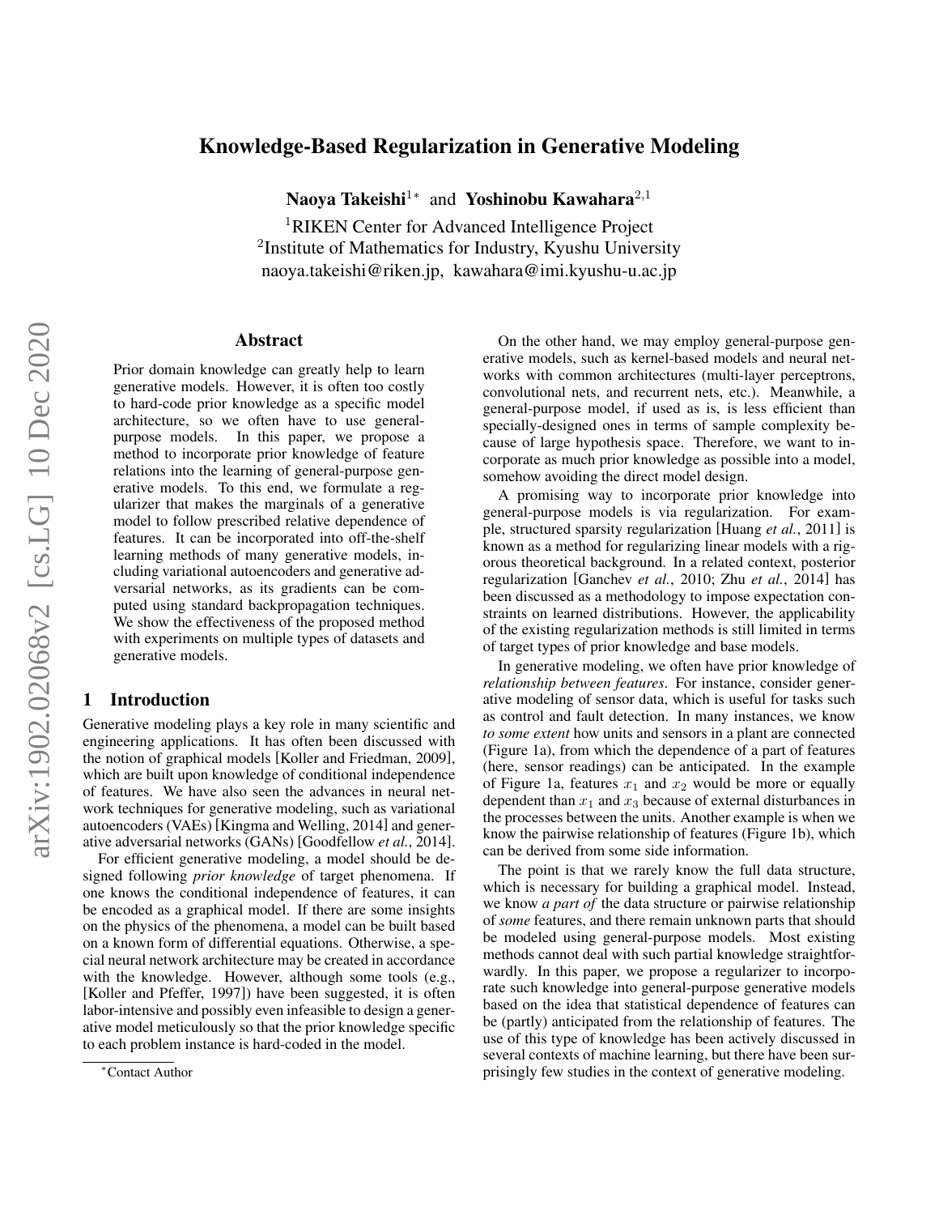# Knowledge-Based Regularization in Generative Modeling

**Naoya Takeishi**[1*] and **Yoshinobu Kawahara**[2,1]

[1]RIKEN Center for Advanced Intelligence Project
[2]Institute of Mathematics for Industry, Kyushu University
naoya.takeishi@riken.jp, kawahara@imi.kyushu-u.ac.jp

## Abstract

Prior domain knowledge can greatly help to learn generative models. However, it is often too costly to hard-code prior knowledge as a specific model architecture, so we often have to use general-purpose models. In this paper, we propose a method to incorporate prior knowledge of feature relations into the learning of general-purpose generative models. To this end, we formulate a regularizer that makes the marginals of a generative model to follow prescribed relative dependence of features. It can be incorporated into off-the-shelf learning methods of many generative models, including variational autoencoders and generative adversarial networks, as its gradients can be computed using standard backpropagation techniques. We show the effectiveness of the proposed method with experiments on multiple types of datasets and generative models.

## 1 Introduction

Generative modeling plays a key role in many scientific and engineering applications. It has often been discussed with the notion of graphical models [Koller and Friedman, 2009], which are built upon knowledge of conditional independence of features. We have also seen the advances in neural network techniques for generative modeling, such as variational autoencoders (VAEs) [Kingma and Welling, 2014] and generative adversarial networks (GANs) [Goodfellow *et al.*, 2014].

For efficient generative modeling, a model should be designed following *prior knowledge* of target phenomena. If one knows the conditional independence of features, it can be encoded as a graphical model. If there are some insights on the physics of the phenomena, a model can be built based on a known form of differential equations. Otherwise, a special neural network architecture may be created in accordance with the knowledge. However, although some tools (e.g., [Koller and Pfeffer, 1997]) have been suggested, it is often labor-intensive and possibly even infeasible to design a generative model meticulously so that the prior knowledge specific to each problem instance is hard-coded in the model.

On the other hand, we may employ general-purpose generative models, such as kernel-based models and neural networks with common architectures (multi-layer perceptrons, convolutional nets, and recurrent nets, etc.). Meanwhile, a general-purpose model, if used as is, is less efficient than specially-designed ones in terms of sample complexity because of large hypothesis space. Therefore, we want to incorporate as much prior knowledge as possible into a model, somehow avoiding the direct model design.

A promising way to incorporate prior knowledge into general-purpose models is via regularization. For example, structured sparsity regularization [Huang *et al.*, 2011] is known as a method for regularizing linear models with a rigorous theoretical background. In a related context, posterior regularization [Ganchev *et al.*, 2010; Zhu *et al.*, 2014] has been discussed as a methodology to impose expectation constraints on learned distributions. However, the applicability of the existing regularization methods is still limited in terms of target types of prior knowledge and base models.

In generative modeling, we often have prior knowledge of *relationship between features*. For instance, consider generative modeling of sensor data, which is useful for tasks such as control and fault detection. In many instances, we know *to some extent* how units and sensors in a plant are connected (Figure 1a), from which the dependence of a part of features (here, sensor readings) can be anticipated. In the example of Figure 1a, features $x_1$ and $x_2$ would be more or equally dependent than $x_1$ and $x_3$ because of external disturbances in the processes between the units. Another example is when we know the pairwise relationship of features (Figure 1b), which can be derived from some side information.

The point is that we rarely know the full data structure, which is necessary for building a graphical model. Instead, we know *a part of* the data structure or pairwise relationship of *some* features, and there remain unknown parts that should be modeled using general-purpose models. Most existing methods cannot deal with such partial knowledge straightforwardly. In this paper, we propose a regularizer to incorporate such knowledge into general-purpose generative models based on the idea that statistical dependence of features can be (partly) anticipated from the relationship of features. The use of this type of knowledge has been actively discussed in several contexts of machine learning, but there have been surprisingly few studies in the context of generative modeling.

*Contact Author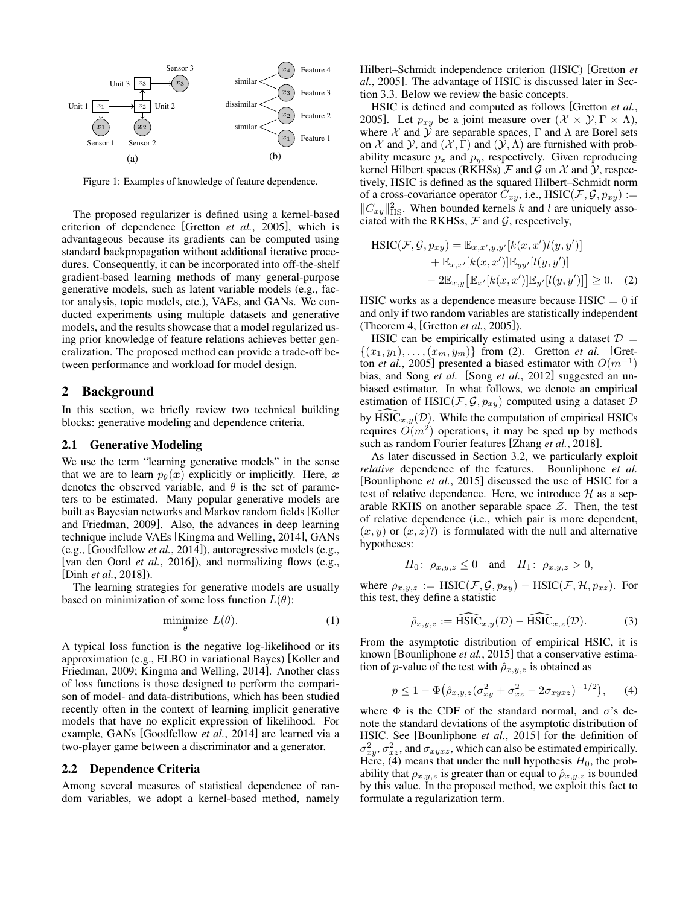Figure 1: Examples of knowledge of feature dependence.

The proposed regularizer is defined using a kernel-based criterion of dependence [Gretton *et al.*, 2005], which is advantageous because its gradients can be computed using standard backpropagation without additional iterative procedures. Consequently, it can be incorporated into off-the-shelf gradient-based learning methods of many general-purpose generative models, such as latent variable models (e.g., factor analysis, topic models, etc.), VAEs, and GANs. We conducted experiments using multiple datasets and generative models, and the results showcase that a model regularized using prior knowledge of feature relations achieves better generalization. The proposed method can provide a trade-off between performance and workload for model design.

## 2 Background

In this section, we briefly review two technical building blocks: generative modeling and dependence criteria.

### 2.1 Generative Modeling

We use the term "learning generative models" in the sense that we are to learn $p_\theta(\boldsymbol{x})$ explicitly or implicitly. Here, $\boldsymbol{x}$ denotes the observed variable, and $\theta$ is the set of parameters to be estimated. Many popular generative models are built as Bayesian networks and Markov random fields [Koller and Friedman, 2009]. Also, the advances in deep learning technique include VAEs [Kingma and Welling, 2014], GANs (e.g., [Goodfellow *et al.*, 2014]), autoregressive models (e.g., [van den Oord *et al.*, 2016]), and normalizing flows (e.g., [Dinh *et al.*, 2018]).

The learning strategies for generative models are usually based on minimization of some loss function $L(\theta)$:

$$\underset{\theta}{\text{minimize}}\ L(\theta). \tag{1}$$

A typical loss function is the negative log-likelihood or its approximation (e.g., ELBO in variational Bayes) [Koller and Friedman, 2009; Kingma and Welling, 2014]. Another class of loss functions is those designed to perform the comparison of model- and data-distributions, which has been studied recently often in the context of learning implicit generative models that have no explicit expression of likelihood. For example, GANs [Goodfellow *et al.*, 2014] are learned via a two-player game between a discriminator and a generator.

### 2.2 Dependence Criteria

Among several measures of statistical dependence of random variables, we adopt a kernel-based method, namely Hilbert–Schmidt independence criterion (HSIC) [Gretton *et al.*, 2005]. The advantage of HSIC is discussed later in Section 3.3. Below we review the basic concepts.

HSIC is defined and computed as follows [Gretton *et al.*, 2005]. Let $p_{xy}$ be a joint measure over $(\mathcal{X} \times \mathcal{Y}, \Gamma \times \Lambda)$, where $\mathcal{X}$ and $\mathcal{Y}$ are separable spaces, $\Gamma$ and $\Lambda$ are Borel sets on $\mathcal{X}$ and $\mathcal{Y}$, and $(\mathcal{X}, \Gamma)$ and $(\mathcal{Y}, \Lambda)$ are furnished with probability measure $p_x$ and $p_y$, respectively. Given reproducing kernel Hilbert spaces (RKHSs) $\mathcal{F}$ and $\mathcal{G}$ on $\mathcal{X}$ and $\mathcal{Y}$, respectively, HSIC is defined as the squared Hilbert–Schmidt norm of a cross-covariance operator $C_{xy}$, i.e., $\text{HSIC}(\mathcal{F}, \mathcal{G}, p_{xy}) := \|C_{xy}\|^2_{\text{HS}}$. When bounded kernels $k$ and $l$ are uniquely associated with the RKHSs, $\mathcal{F}$ and $\mathcal{G}$, respectively,

$$\begin{aligned}\text{HSIC}(\mathcal{F}, \mathcal{G}, p_{xy}) &= \mathbb{E}_{x,x',y,y'}[k(x,x')l(y,y')] \\ &\quad + \mathbb{E}_{x,x'}[k(x,x')]\mathbb{E}_{yy'}[l(y,y')] \\ &\quad - 2\mathbb{E}_{x,y}\big[\mathbb{E}_{x'}[k(x,x')]\mathbb{E}_{y'}[l(y,y')]\big] \geq 0. \end{aligned} \tag{2}$$

HSIC works as a dependence measure because HSIC $= 0$ if and only if two random variables are statistically independent (Theorem 4, [Gretton *et al.*, 2005]).

HSIC can be empirically estimated using a dataset $\mathcal{D} = \{(x_1, y_1), \dots, (x_m, y_m)\}$ from (2). Gretton *et al.* [Gretton *et al.*, 2005] presented a biased estimator with $O(m^{-1})$ bias, and Song *et al.* [Song *et al.*, 2012] suggested an unbiased estimator. In what follows, we denote an empirical estimation of $\text{HSIC}(\mathcal{F}, \mathcal{G}, p_{xy})$ computed using a dataset $\mathcal{D}$ by $\widehat{\text{HSIC}}_{x,y}(\mathcal{D})$. While the computation of empirical HSICs requires $O(m^2)$ operations, it may be sped up by methods such as random Fourier features [Zhang *et al.*, 2018].

As later discussed in Section 3.2, we particularly exploit *relative* dependence of the features. Bounliphone *et al.* [Bounliphone *et al.*, 2015] discussed the use of HSIC for a test of relative dependence. Here, we introduce $\mathcal{H}$ as a separable RKHS on another separable space $\mathcal{Z}$. Then, the test of relative dependence (i.e., which pair is more dependent, $(x, y)$ or $(x, z)$?) is formulated with the null and alternative hypotheses:

$$H_0\colon\ \rho_{x,y,z} \leq 0 \quad \text{and} \quad H_1\colon\ \rho_{x,y,z} > 0,$$

where $\rho_{x,y,z} := \text{HSIC}(\mathcal{F}, \mathcal{G}, p_{xy}) - \text{HSIC}(\mathcal{F}, \mathcal{H}, p_{xz})$. For this test, they define a statistic

$$\hat{\rho}_{x,y,z} := \widehat{\text{HSIC}}_{x,y}(\mathcal{D}) - \widehat{\text{HSIC}}_{x,z}(\mathcal{D}). \tag{3}$$

From the asymptotic distribution of empirical HSIC, it is known [Bounliphone *et al.*, 2015] that a conservative estimation of $p$-value of the test with $\hat{\rho}_{x,y,z}$ is obtained as

$$p \leq 1 - \Phi\big(\hat{\rho}_{x,y,z}(\sigma^2_{xy} + \sigma^2_{xz} - 2\sigma_{xyxz})^{-1/2}\big), \tag{4}$$

where $\Phi$ is the CDF of the standard normal, and $\sigma$'s denote the standard deviations of the asymptotic distribution of HSIC. See [Bounliphone *et al.*, 2015] for the definition of $\sigma^2_{xy}$, $\sigma^2_{xz}$, and $\sigma_{xyxz}$, which can also be estimated empirically. Here, (4) means that under the null hypothesis $H_0$, the probability that $\rho_{x,y,z}$ is greater than or equal to $\hat{\rho}_{x,y,z}$ is bounded by this value. In the proposed method, we exploit this fact to formulate a regularization term.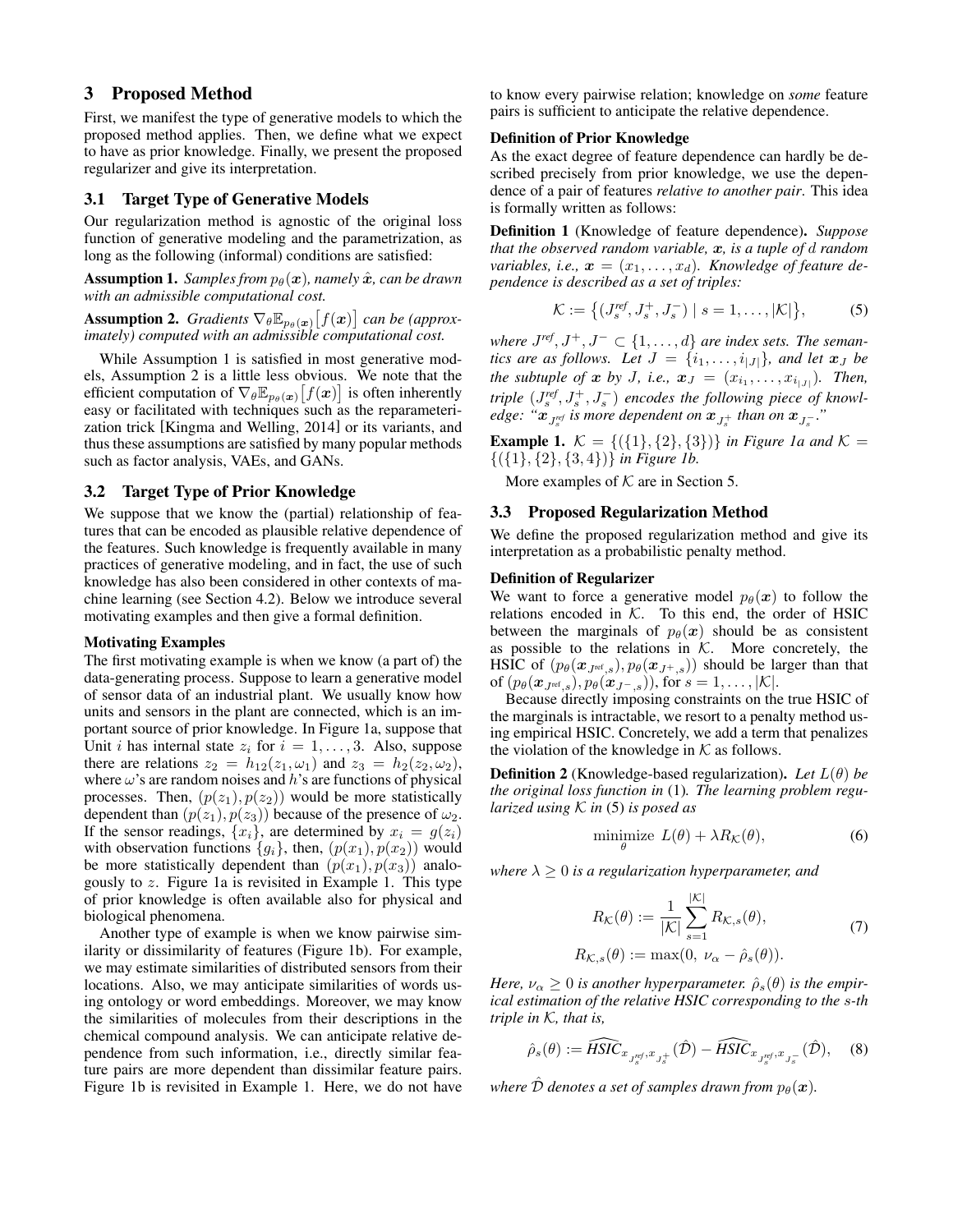## 3 Proposed Method

First, we manifest the type of generative models to which the proposed method applies. Then, we define what we expect to have as prior knowledge. Finally, we present the proposed regularizer and give its interpretation.

### 3.1 Target Type of Generative Models

Our regularization method is agnostic of the original loss function of generative modeling and the parametrization, as long as the following (informal) conditions are satisfied:

**Assumption 1.** *Samples from $p_\theta(\boldsymbol{x})$, namely $\hat{\boldsymbol{x}}$, can be drawn with an admissible computational cost.*

**Assumption 2.** *Gradients $\nabla_\theta \mathbb{E}_{p_\theta(\boldsymbol{x})}\big[f(\boldsymbol{x})\big]$ can be (approximately) computed with an admissible computational cost.*

While Assumption 1 is satisfied in most generative models, Assumption 2 is a little less obvious. We note that the efficient computation of $\nabla_\theta \mathbb{E}_{p_\theta(\boldsymbol{x})}\big[f(\boldsymbol{x})\big]$ is often inherently easy or facilitated with techniques such as the reparameterization trick [Kingma and Welling, 2014] or its variants, and thus these assumptions are satisfied by many popular methods such as factor analysis, VAEs, and GANs.

### 3.2 Target Type of Prior Knowledge

We suppose that we know the (partial) relationship of features that can be encoded as plausible relative dependence of the features. Such knowledge is frequently available in many practices of generative modeling, and in fact, the use of such knowledge has also been considered in other contexts of machine learning (see Section 4.2). Below we introduce several motivating examples and then give a formal definition.

#### Motivating Examples

The first motivating example is when we know (a part of) the data-generating process. Suppose to learn a generative model of sensor data of an industrial plant. We usually know how units and sensors in the plant are connected, which is an important source of prior knowledge. In Figure 1a, suppose that Unit $i$ has internal state $z_i$ for $i = 1, \dots, 3$. Also, suppose there are relations $z_2 = h_{12}(z_1, \omega_1)$ and $z_3 = h_2(z_2, \omega_2)$, where $\omega$'s are random noises and $h$'s are functions of physical processes. Then, $(p(z_1), p(z_2))$ would be more statistically dependent than $(p(z_1), p(z_3))$ because of the presence of $\omega_2$. If the sensor readings, $\{x_i\}$, are determined by $x_i = g(z_i)$ with observation functions $\{g_i\}$, then, $(p(x_1), p(x_2))$ would be more statistically dependent than $(p(x_1), p(x_3))$ analogously to $z$. Figure 1a is revisited in Example 1. This type of prior knowledge is often available also for physical and biological phenomena.

Another type of example is when we know pairwise similarity or dissimilarity of features (Figure 1b). For example, we may estimate similarities of distributed sensors from their locations. Also, we may anticipate similarities of words using ontology or word embeddings. Moreover, we may know the similarities of molecules from their descriptions in the chemical compound analysis. We can anticipate relative dependence from such information, i.e., directly similar feature pairs are more dependent than dissimilar feature pairs. Figure 1b is revisited in Example 1. Here, we do not have to know every pairwise relation; knowledge on *some* feature pairs is sufficient to anticipate the relative dependence.

#### Definition of Prior Knowledge

As the exact degree of feature dependence can hardly be described precisely from prior knowledge, we use the dependence of a pair of features *relative to another pair*. This idea is formally written as follows:

**Definition 1** (Knowledge of feature dependence)**.** *Suppose that the observed random variable, $\boldsymbol{x}$, is a tuple of $d$ random variables, i.e., $\boldsymbol{x} = (x_1, \dots, x_d)$. Knowledge of feature dependence is described as a set of triples:*

$$\mathcal{K} := \big\{(J^{\text{ref}}_s, J^+_s, J^-_s) \mid s = 1, \dots, |\mathcal{K}|\big\}, \tag{5}$$

*where $J^{\text{ref}}, J^+, J^- \subset \{1, \dots, d\}$ are index sets. The semantics are as follows. Let $J = \{i_1, \dots, i_{|J|}\}$, and let $\boldsymbol{x}_J$ be the subtuple of $\boldsymbol{x}$ by $J$, i.e., $\boldsymbol{x}_J = (x_{i_1}, \dots, x_{i_{|J|}})$. Then, triple $(J^{\text{ref}}_s, J^+_s, J^-_s)$ encodes the following piece of knowledge: "$\boldsymbol{x}_{J^{\text{ref}}_s}$ is more dependent on $\boldsymbol{x}_{J^+_s}$ than on $\boldsymbol{x}_{J^-_s}$."*

**Example 1.** *$\mathcal{K} = \{(\{1\}, \{2\}, \{3\})\}$ in Figure 1a and $\mathcal{K} = \{(\{1\}, \{2\}, \{3, 4\})\}$ in Figure 1b.*

More examples of $\mathcal{K}$ are in Section 5.

### 3.3 Proposed Regularization Method

We define the proposed regularization method and give its interpretation as a probabilistic penalty method.

#### Definition of Regularizer

We want to force a generative model $p_\theta(\boldsymbol{x})$ to follow the relations encoded in $\mathcal{K}$. To this end, the order of HSIC between the marginals of $p_\theta(\boldsymbol{x})$ should be as consistent as possible to the relations in $\mathcal{K}$. More concretely, the HSIC of $(p_\theta(\boldsymbol{x}_{J^{\text{ref}},s}), p_\theta(\boldsymbol{x}_{J^+,s}))$ should be larger than that of $(p_\theta(\boldsymbol{x}_{J^{\text{ref}},s}), p_\theta(\boldsymbol{x}_{J^-,s}))$, for $s = 1, \dots, |\mathcal{K}|$.

Because directly imposing constraints on the true HSIC of the marginals is intractable, we resort to a penalty method using empirical HSIC. Concretely, we add a term that penalizes the violation of the knowledge in $\mathcal{K}$ as follows.

**Definition 2** (Knowledge-based regularization)**.** *Let $L(\theta)$ be the original loss function in* (1)*. The learning problem regularized using $\mathcal{K}$ in* (5) *is posed as*

$$\underset{\theta}{\text{minimize}} \;\; L(\theta) + \lambda R_{\mathcal{K}}(\theta), \tag{6}$$

*where $\lambda \geq 0$ is a regularization hyperparameter, and*

$$\begin{aligned} R_{\mathcal{K}}(\theta) &:= \frac{1}{|\mathcal{K}|} \sum_{s=1}^{|\mathcal{K}|} R_{\mathcal{K},s}(\theta), \\ R_{\mathcal{K},s}(\theta) &:= \max(0,\; \nu_\alpha - \hat{\rho}_s(\theta)). \end{aligned} \tag{7}$$

*Here, $\nu_\alpha \geq 0$ is another hyperparameter. $\hat{\rho}_s(\theta)$ is the empirical estimation of the relative HSIC corresponding to the $s$-th triple in $\mathcal{K}$, that is,*

$$\hat{\rho}_s(\theta) := \widehat{HSIC}_{x_{J^{\text{ref}}_s}, x_{J^+_s}}(\hat{\mathcal{D}}) - \widehat{HSIC}_{x_{J^{\text{ref}}_s}, x_{J^-_s}}(\hat{\mathcal{D}}), \tag{8}$$

*where $\hat{\mathcal{D}}$ denotes a set of samples drawn from $p_\theta(\boldsymbol{x})$.*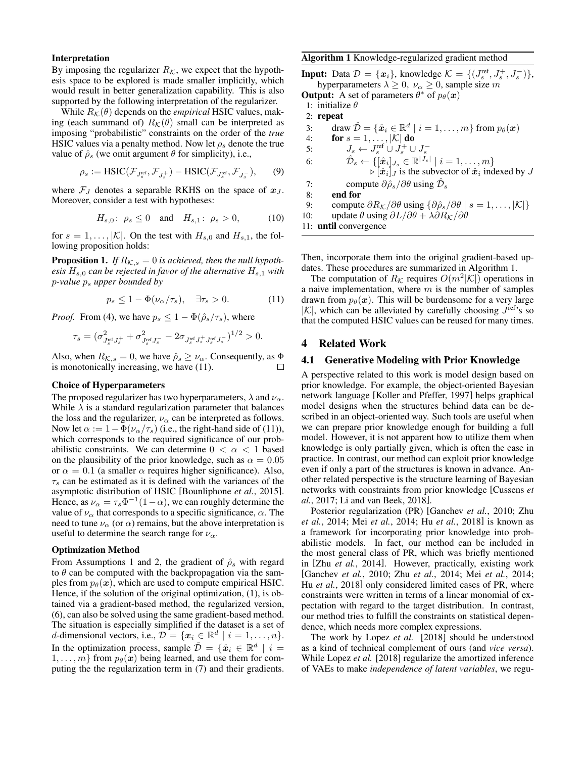### Interpretation

By imposing the regularizer $R_\mathcal{K}$, we expect that the hypothesis space to be explored is made smaller implicitly, which would result in better generalization capability. This is also supported by the following interpretation of the regularizer.

While $R_\mathcal{K}(\theta)$ depends on the *empirical* HSIC values, making (each summand of) $R_\mathcal{K}(\theta)$ small can be interpreted as imposing "probabilistic" constraints on the order of the *true* HSIC values via a penalty method. Now let $\rho_s$ denote the true value of $\hat{\rho}_s$ (we omit argument $\theta$ for simplicity), i.e.,

$$\rho_s := \mathrm{HSIC}(\mathcal{F}_{J_s^{\mathrm{ref}}}, \mathcal{F}_{J_s^+}) - \mathrm{HSIC}(\mathcal{F}_{J_s^{\mathrm{ref}}}, \mathcal{F}_{J_s^-}), \qquad (9)$$

where $\mathcal{F}_J$ denotes a separable RKHS on the space of $\boldsymbol{x}_J$. Moreover, consider a test with hypotheses:

$$H_{s,0}\colon\ \rho_s \leq 0 \quad \text{and} \quad H_{s,1}\colon\ \rho_s > 0, \qquad (10)$$

for $s = 1, \dots, |\mathcal{K}|$. On the test with $H_{s,0}$ and $H_{s,1}$, the following proposition holds:

**Proposition 1.** *If $R_{\mathcal{K},s} = 0$ is achieved, then the null hypothesis $H_{s,0}$ can be rejected in favor of the alternative $H_{s,1}$ with $p$-value $p_s$ upper bounded by*

$$p_s \leq 1 - \Phi(\nu_\alpha/\tau_s), \quad \exists \tau_s > 0. \qquad (11)$$

*Proof.* From (4), we have $p_s \leq 1 - \Phi(\hat{\rho}_s/\tau_s)$, where

$$\tau_s = (\sigma^2_{J_s^{\mathrm{ref}} J_s^+} + \sigma^2_{J_s^{\mathrm{ref}} J_s^-} - 2\sigma_{J_s^{\mathrm{ref}} J_s^+ J_s^{\mathrm{ref}} J_s^-})^{1/2} > 0.$$

Also, when $R_{\mathcal{K},s} = 0$, we have $\hat{\rho}_s \geq \nu_\alpha$. Consequently, as $\Phi$ is monotonically increasing, we have (11). □

### Choice of Hyperparameters

The proposed regularizer has two hyperparameters, $\lambda$ and $\nu_\alpha$. While $\lambda$ is a standard regularization parameter that balances the loss and the regularizer, $\nu_\alpha$ can be interpreted as follows. Now let $\alpha := 1 - \Phi(\nu_\alpha/\tau_s)$ (i.e., the right-hand side of (11)), which corresponds to the required significance of our probabilistic constraints. We can determine $0 < \alpha < 1$ based on the plausibility of the prior knowledge, such as $\alpha = 0.05$ or $\alpha = 0.1$ (a smaller $\alpha$ requires higher significance). Also, $\tau_s$ can be estimated as it is defined with the variances of the asymptotic distribution of HSIC [Bounliphone *et al.*, 2015]. Hence, as $\nu_\alpha = \tau_s \Phi^{-1}(1-\alpha)$, we can roughly determine the value of $\nu_\alpha$ that corresponds to a specific significance, $\alpha$. The need to tune $\nu_\alpha$ (or $\alpha$) remains, but the above interpretation is useful to determine the search range for $\nu_\alpha$.

### Optimization Method

From Assumptions 1 and 2, the gradient of $\hat{\rho}_s$ with regard to $\theta$ can be computed with the backpropagation via the samples from $p_\theta(\boldsymbol{x})$, which are used to compute empirical HSIC. Hence, if the solution of the original optimization, (1), is obtained via a gradient-based method, the regularized version, (6), can also be solved using the same gradient-based method. The situation is especially simplified if the dataset is a set of $d$-dimensional vectors, i.e., $\mathcal{D} = \{\boldsymbol{x}_i \in \mathbb{R}^d \mid i = 1, \dots, n\}$. In the optimization process, sample $\hat{\mathcal{D}} = \{\hat{\boldsymbol{x}}_i \in \mathbb{R}^d \mid i = 1, \dots, m\}$ from $p_\theta(\boldsymbol{x})$ being learned, and use them for computing the the regularization term in (7) and their gradients. Then, incorporate them into the original gradient-based updates. These procedures are summarized in Algorithm 1.

**Algorithm 1** Knowledge-regularized gradient method

**Input:** Data $\mathcal{D} = \{\boldsymbol{x}_i\}$, knowledge $\mathcal{K} = \{(J_s^{\mathrm{ref}}, J_s^+, J_s^-)\}$, hyperparameters $\lambda \geq 0,\ \nu_\alpha \geq 0$, sample size $m$
**Output:** A set of parameters $\theta^*$ of $p_\theta(\boldsymbol{x})$

```
1:  initialize θ
2:  repeat
3:      draw D̂ = {x̂_i ∈ R^d | i = 1, ..., m} from p_θ(x)
4:      for s = 1, ..., |K| do
5:          J_s ← J_s^ref ∪ J_s^+ ∪ J_s^-
6:          D̂_s ← {[x̂_i]_{J_s} ∈ R^{|J_s|} | i = 1, ..., m}
                ▷ [x̂_i]_J is the subvector of x̂_i indexed by J
7:          compute ∂ρ̂_s/∂θ using D̂_s
8:      end for
9:      compute ∂R_K/∂θ using {∂ρ̂_s/∂θ | s = 1, ..., |K|}
10:     update θ using ∂L/∂θ + λ∂R_K/∂θ
11: until convergence
```

The computation of $R_\mathcal{K}$ requires $O(m^2|\mathcal{K}|)$ operations in a naive implementation, where $m$ is the number of samples drawn from $p_\theta(\boldsymbol{x})$. This will be burdensome for a very large $|\mathcal{K}|$, which can be alleviated by carefully choosing $J^{\mathrm{ref}}$'s so that the computed HSIC values can be reused for many times.

## 4 Related Work

### 4.1 Generative Modeling with Prior Knowledge

A perspective related to this work is model design based on prior knowledge. For example, the object-oriented Bayesian network language [Koller and Pfeffer, 1997] helps graphical model designs when the structures behind data can be described in an object-oriented way. Such tools are useful when we can prepare prior knowledge enough for building a full model. However, it is not apparent how to utilize them when knowledge is only partially given, which is often the case in practice. In contrast, our method can exploit prior knowledge even if only a part of the structures is known in advance. Another related perspective is the structure learning of Bayesian networks with constraints from prior knowledge [Cussens *et al.*, 2017; Li and van Beek, 2018].

Posterior regularization (PR) [Ganchev *et al.*, 2010; Zhu *et al.*, 2014; Mei *et al.*, 2014; Hu *et al.*, 2018] is known as a framework for incorporating prior knowledge into probabilistic models. In fact, our method can be included in the most general class of PR, which was briefly mentioned in [Zhu *et al.*, 2014]. However, practically, existing work [Ganchev *et al.*, 2010; Zhu *et al.*, 2014; Mei *et al.*, 2014; Hu *et al.*, 2018] only considered limited cases of PR, where constraints were written in terms of a linear monomial of expectation with regard to the target distribution. In contrast, our method tries to fulfill the constraints on statistical dependence, which needs more complex expressions.

The work by Lopez *et al.* [2018] should be understood as a kind of technical complement of ours (and *vice versa*). While Lopez *et al.* [2018] regularize the amortized inference of VAEs to make *independence of latent variables*, we regu-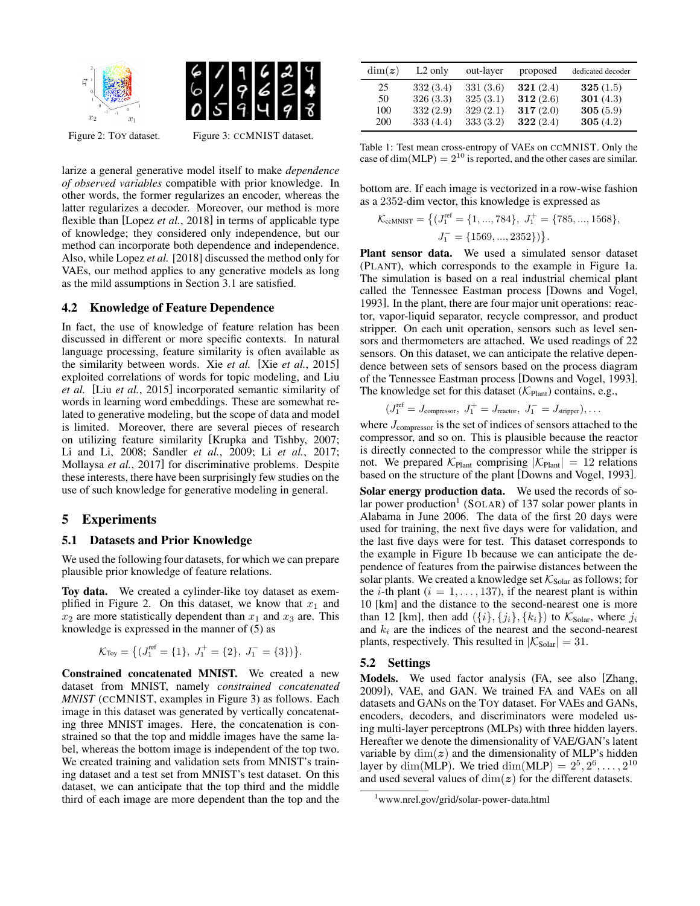Figure 2: TOY dataset.

Figure 3: CCMNIST dataset.

larize a general generative model itself to make *dependence of observed variables* compatible with prior knowledge. In other words, the former regularizes an encoder, whereas the latter regularizes a decoder. Moreover, our method is more flexible than [Lopez *et al.*, 2018] in terms of applicable type of knowledge; they considered only independence, but our method can incorporate both dependence and independence. Also, while Lopez *et al.* [2018] discussed the method only for VAEs, our method applies to any generative models as long as the mild assumptions in Section 3.1 are satisfied.

### 4.2 Knowledge of Feature Dependence

In fact, the use of knowledge of feature relation has been discussed in different or more specific contexts. In natural language processing, feature similarity is often available as the similarity between words. Xie *et al.* [Xie *et al.*, 2015] exploited correlations of words for topic modeling, and Liu *et al.* [Liu *et al.*, 2015] incorporated semantic similarity of words in learning word embeddings. These are somewhat related to generative modeling, but the scope of data and model is limited. Moreover, there are several pieces of research on utilizing feature similarity [Krupka and Tishby, 2007; Li and Li, 2008; Sandler *et al.*, 2009; Li *et al.*, 2017; Mollaysa *et al.*, 2017] for discriminative problems. Despite these interests, there have been surprisingly few studies on the use of such knowledge for generative modeling in general.

## 5 Experiments

### 5.1 Datasets and Prior Knowledge

We used the following four datasets, for which we can prepare plausible prior knowledge of feature relations.

**Toy data.** We created a cylinder-like toy dataset as exemplified in Figure 2. On this dataset, we know that $x_1$ and $x_2$ are more statistically dependent than $x_1$ and $x_3$ are. This knowledge is expressed in the manner of (5) as

$$\mathcal{K}_{\text{Toy}} = \left\{ (J_1^{\text{ref}} = \{1\},\ J_1^+ = \{2\},\ J_1^- = \{3\}) \right\}.$$

**Constrained concatenated MNIST.** We created a new dataset from MNIST, namely *constrained concatenated MNIST* (CCMNIST, examples in Figure 3) as follows. Each image in this dataset was generated by vertically concatenating three MNIST images. Here, the concatenation is constrained so that the top and middle images have the same label, whereas the bottom image is independent of the top two. We created training and validation sets from MNIST's training dataset and a test set from MNIST's test dataset. On this dataset, we can anticipate that the top third and the middle third of each image are more dependent than the top and the bottom are. If each image is vectorized in a row-wise fashion as a 2352-dim vector, this knowledge is expressed as

$$\mathcal{K}_{\text{ccMNIST}} = \left\{ (J_1^{\text{ref}} = \{1, ..., 784\},\ J_1^+ = \{785, ..., 1568\},\ J_1^- = \{1569, ..., 2352\}) \right\}.$$

| $\dim(\boldsymbol{z})$ | L2 only | out-layer | proposed | dedicated decoder |
|---|---|---|---|---|
| 25 | 332 (3.4) | 331 (3.6) | **321** (2.4) | **325** (1.5) |
| 50 | 326 (3.3) | 325 (3.1) | **312** (2.6) | **301** (4.3) |
| 100 | 332 (2.9) | 329 (2.1) | **317** (2.0) | **305** (5.9) |
| 200 | 333 (4.4) | 333 (3.2) | **322** (2.4) | **305** (4.2) |

Table 1: Test mean cross-entropy of VAEs on CCMNIST. Only the case of $\dim(\text{MLP}) = 2^{10}$ is reported, and the other cases are similar.

**Plant sensor data.** We used a simulated sensor dataset (PLANT), which corresponds to the example in Figure 1a. The simulation is based on a real industrial chemical plant called the Tennessee Eastman process [Downs and Vogel, 1993]. In the plant, there are four major unit operations: reactor, vapor-liquid separator, recycle compressor, and product stripper. On each unit operation, sensors such as level sensors and thermometers are attached. We used readings of 22 sensors. On this dataset, we can anticipate the relative dependence between sets of sensors based on the process diagram of the Tennessee Eastman process [Downs and Vogel, 1993]. The knowledge set for this dataset ($\mathcal{K}_{\text{Plant}}$) contains, e.g.,

$$(J_1^{\text{ref}} = J_{\text{compressor}},\ J_1^+ = J_{\text{reactor}},\ J_1^- = J_{\text{stripper}}), \dots$$

where $J_{\text{compressor}}$ is the set of indices of sensors attached to the compressor, and so on. This is plausible because the reactor is directly connected to the compressor while the stripper is not. We prepared $\mathcal{K}_{\text{Plant}}$ comprising $|\mathcal{K}_{\text{Plant}}| = 12$ relations based on the structure of the plant [Downs and Vogel, 1993].

**Solar energy production data.** We used the records of solar power production[1] (SOLAR) of 137 solar power plants in Alabama in June 2006. The data of the first 20 days were used for training, the next five days were for validation, and the last five days were for test. This dataset corresponds to the example in Figure 1b because we can anticipate the dependence of features from the pairwise distances between the solar plants. We created a knowledge set $\mathcal{K}_{\text{Solar}}$ as follows; for the $i$-th plant ($i = 1, \dots, 137$), if the nearest plant is within 10 [km] and the distance to the second-nearest one is more than 12 [km], then add $(\{i\}, \{j_i\}, \{k_i\})$ to $\mathcal{K}_{\text{Solar}}$, where $j_i$ and $k_i$ are the indices of the nearest and the second-nearest plants, respectively. This resulted in $|\mathcal{K}_{\text{Solar}}| = 31$.

### 5.2 Settings

**Models.** We used factor analysis (FA, see also [Zhang, 2009]), VAE, and GAN. We trained FA and VAEs on all datasets and GANs on the TOY dataset. For VAEs and GANs, encoders, decoders, and discriminators were modeled using multi-layer perceptrons (MLPs) with three hidden layers. Hereafter we denote the dimensionality of VAE/GAN's latent variable by $\dim(\boldsymbol{z})$ and the dimensionality of MLP's hidden layer by $\dim(\text{MLP})$. We tried $\dim(\text{MLP}) = 2^5, 2^6, \dots, 2^{10}$ and used several values of $\dim(\boldsymbol{z})$ for the different datasets.

[1] www.nrel.gov/grid/solar-power-data.html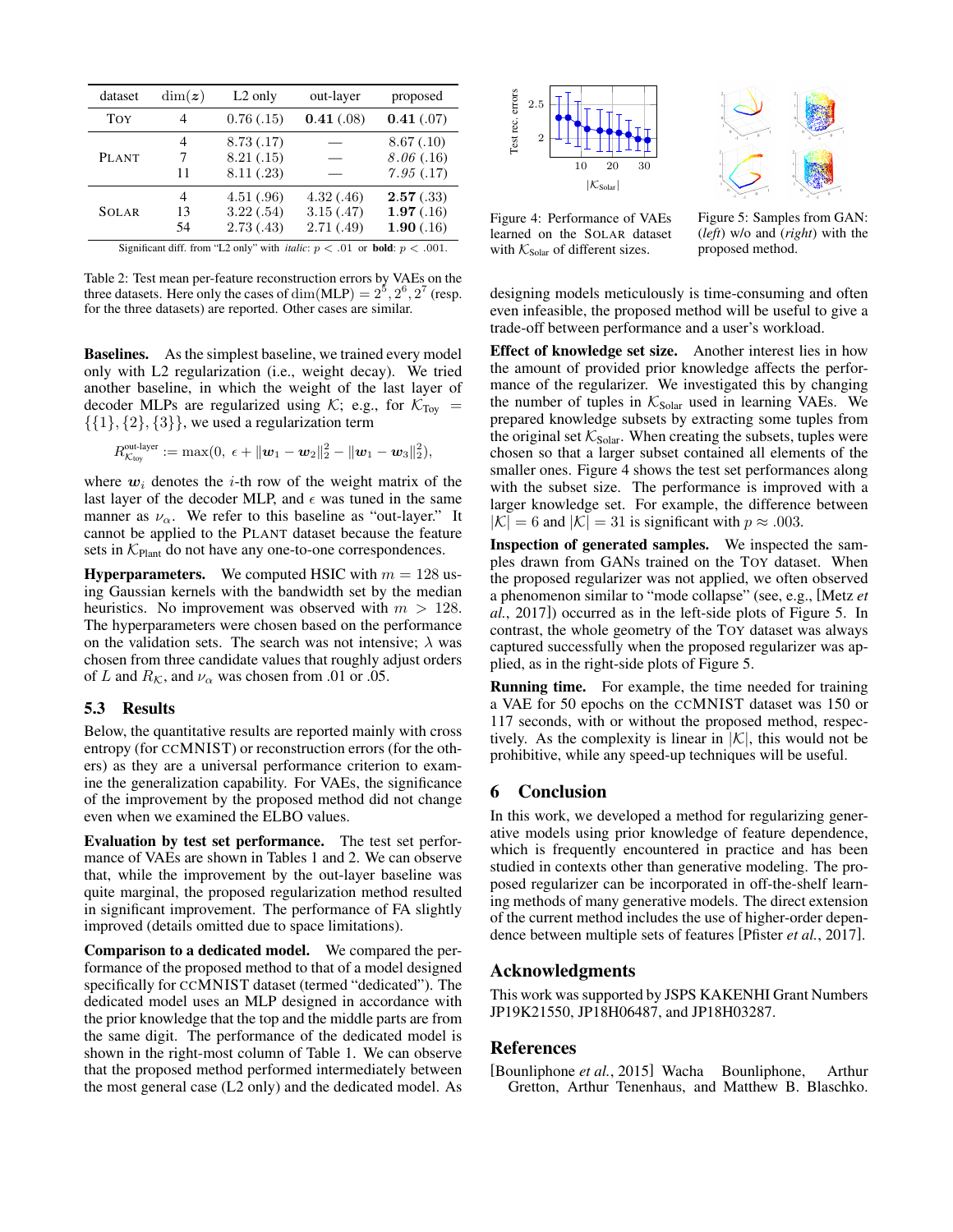| dataset | $\dim(z)$ | L2 only | out-layer | proposed |
|---|---|---|---|---|
| Toy | 4 | 0.76 (.15) | **0.41** (.08) | **0.41** (.07) |
| Plant | 4 | 8.73 (.17) | — | 8.67 (.10) |
| | 7 | 8.21 (.15) | — | *8.06* (.16) |
| | 11 | 8.11 (.23) | — | *7.95* (.17) |
| Solar | 4 | 4.51 (.96) | 4.32 (.46) | **2.57** (.33) |
| | 13 | 3.22 (.54) | 3.15 (.47) | **1.97** (.16) |
| | 54 | 2.73 (.43) | 2.71 (.49) | **1.90** (.16) |

Significant diff. from "L2 only" with *italic*: $p < .01$ or **bold**: $p < .001$.

Table 2: Test mean per-feature reconstruction errors by VAEs on the three datasets. Here only the cases of $\dim(\text{MLP}) = 2^5, 2^6, 2^7$ (resp. for the three datasets) are reported. Other cases are similar.

**Baselines.** As the simplest baseline, we trained every model only with L2 regularization (i.e., weight decay). We tried another baseline, in which the weight of the last layer of decoder MLPs are regularized using $\mathcal{K}$; e.g., for $\mathcal{K}_{\text{Toy}} = \{\{1\},\{2\},\{3\}\}$, we used a regularization term

$$R^{\text{out-layer}}_{\mathcal{K}_{\text{toy}}} := \max(0,\ \epsilon + \|\boldsymbol{w}_1 - \boldsymbol{w}_2\|_2^2 - \|\boldsymbol{w}_1 - \boldsymbol{w}_3\|_2^2),$$

where $\boldsymbol{w}_i$ denotes the $i$-th row of the weight matrix of the last layer of the decoder MLP, and $\epsilon$ was tuned in the same manner as $\nu_\alpha$. We refer to this baseline as "out-layer." It cannot be applied to the Plant dataset because the feature sets in $\mathcal{K}_{\text{Plant}}$ do not have any one-to-one correspondences.

**Hyperparameters.** We computed HSIC with $m = 128$ using Gaussian kernels with the bandwidth set by the median heuristics. No improvement was observed with $m > 128$. The hyperparameters were chosen based on the performance on the validation sets. The search was not intensive; $\lambda$ was chosen from three candidate values that roughly adjust orders of $L$ and $R_{\mathcal{K}}$, and $\nu_\alpha$ was chosen from .01 or .05.

## 5.3 Results

Below, the quantitative results are reported mainly with cross entropy (for ccMNIST) or reconstruction errors (for the others) as they are a universal performance criterion to examine the generalization capability. For VAEs, the significance of the improvement by the proposed method did not change even when we examined the ELBO values.

**Evaluation by test set performance.** The test set performance of VAEs are shown in Tables 1 and 2. We can observe that, while the improvement by the out-layer baseline was quite marginal, the proposed regularization method resulted in significant improvement. The performance of FA slightly improved (details omitted due to space limitations).

**Comparison to a dedicated model.** We compared the performance of the proposed method to that of a model designed specifically for ccMNIST dataset (termed "dedicated"). The dedicated model uses an MLP designed in accordance with the prior knowledge that the top and the middle parts are from the same digit. The performance of the dedicated model is shown in the right-most column of Table 1. We can observe that the proposed method performed intermediately between the most general case (L2 only) and the dedicated model. As designing models meticulously is time-consuming and often even infeasible, the proposed method will be useful to give a trade-off between performance and a user's workload.

Figure 4: Performance of VAEs learned on the Solar dataset with $\mathcal{K}_{\text{Solar}}$ of different sizes.

Figure 5: Samples from GAN: (*left*) w/o and (*right*) with the proposed method.

**Effect of knowledge set size.** Another interest lies in how the amount of provided prior knowledge affects the performance of the regularizer. We investigated this by changing the number of tuples in $\mathcal{K}_{\text{Solar}}$ used in learning VAEs. We prepared knowledge subsets by extracting some tuples from the original set $\mathcal{K}_{\text{Solar}}$. When creating the subsets, tuples were chosen so that a larger subset contained all elements of the smaller ones. Figure 4 shows the test set performances along with the subset size. The performance is improved with a larger knowledge set. For example, the difference between $|\mathcal{K}| = 6$ and $|\mathcal{K}| = 31$ is significant with $p \approx .003$.

**Inspection of generated samples.** We inspected the samples drawn from GANs trained on the Toy dataset. When the proposed regularizer was not applied, we often observed a phenomenon similar to "mode collapse" (see, e.g., [Metz *et al.*, 2017]) occurred as in the left-side plots of Figure 5. In contrast, the whole geometry of the Toy dataset was always captured successfully when the proposed regularizer was applied, as in the right-side plots of Figure 5.

**Running time.** For example, the time needed for training a VAE for 50 epochs on the ccMNIST dataset was 150 or 117 seconds, with or without the proposed method, respectively. As the complexity is linear in $|\mathcal{K}|$, this would not be prohibitive, while any speed-up techniques will be useful.

## 6 Conclusion

In this work, we developed a method for regularizing generative models using prior knowledge of feature dependence, which is frequently encountered in practice and has been studied in contexts other than generative modeling. The proposed regularizer can be incorporated in off-the-shelf learning methods of many generative models. The direct extension of the current method includes the use of higher-order dependence between multiple sets of features [Pfister *et al.*, 2017].

## Acknowledgments

This work was supported by JSPS KAKENHI Grant Numbers JP19K21550, JP18H06487, and JP18H03287.

## References

[Bounliphone *et al.*, 2015] Wacha Bounliphone, Arthur Gretton, Arthur Tenenhaus, and Matthew B. Blaschko.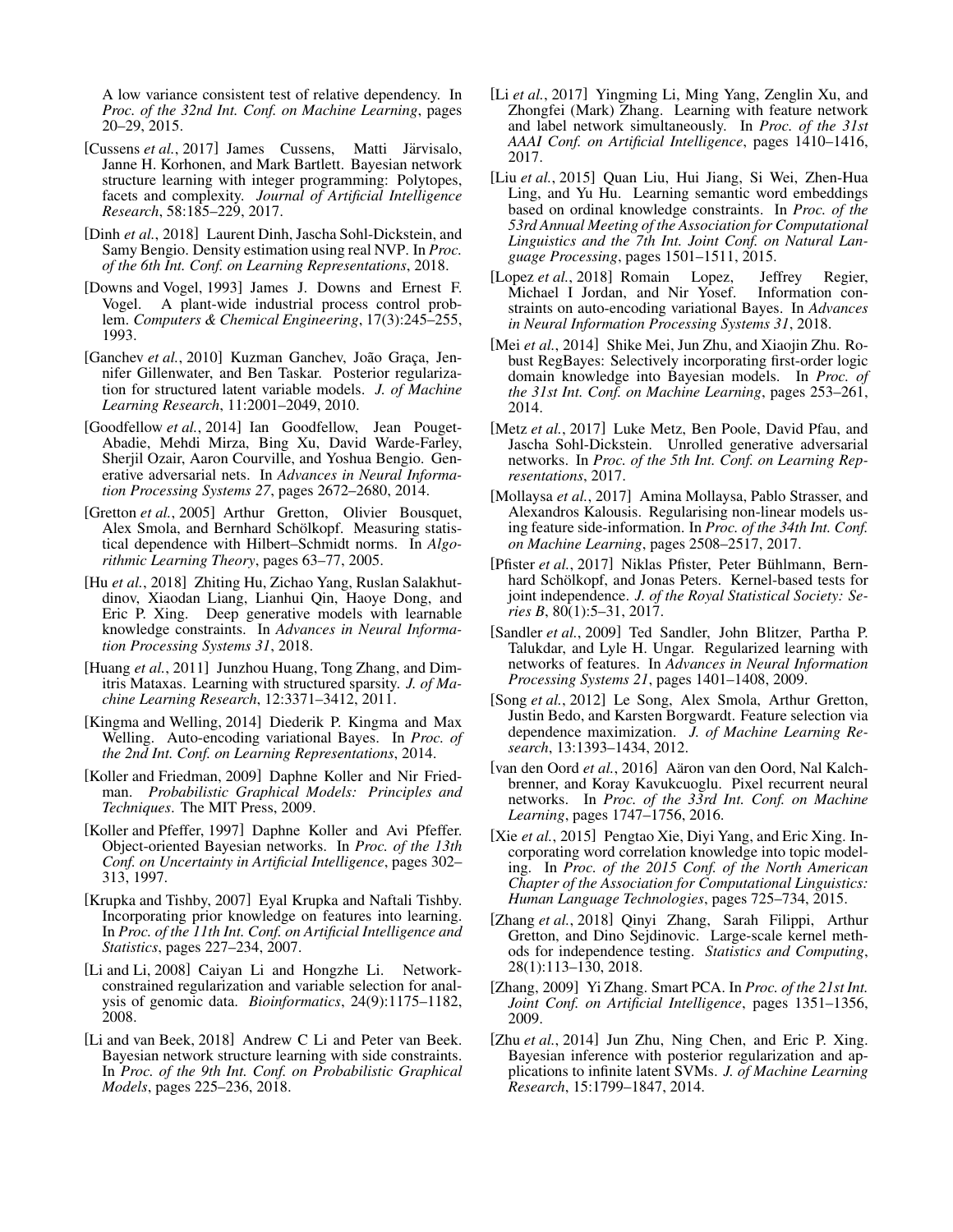A low variance consistent test of relative dependency. In *Proc. of the 32nd Int. Conf. on Machine Learning*, pages 20–29, 2015.

[Cussens *et al.*, 2017] James Cussens, Matti Järvisalo, Janne H. Korhonen, and Mark Bartlett. Bayesian network structure learning with integer programming: Polytopes, facets and complexity. *Journal of Artificial Intelligence Research*, 58:185–229, 2017.

[Dinh *et al.*, 2018] Laurent Dinh, Jascha Sohl-Dickstein, and Samy Bengio. Density estimation using real NVP. In *Proc. of the 6th Int. Conf. on Learning Representations*, 2018.

[Downs and Vogel, 1993] James J. Downs and Ernest F. Vogel. A plant-wide industrial process control problem. *Computers & Chemical Engineering*, 17(3):245–255, 1993.

[Ganchev *et al.*, 2010] Kuzman Ganchev, João Graça, Jennifer Gillenwater, and Ben Taskar. Posterior regularization for structured latent variable models. *J. of Machine Learning Research*, 11:2001–2049, 2010.

[Goodfellow *et al.*, 2014] Ian Goodfellow, Jean Pouget-Abadie, Mehdi Mirza, Bing Xu, David Warde-Farley, Sherjil Ozair, Aaron Courville, and Yoshua Bengio. Generative adversarial nets. In *Advances in Neural Information Processing Systems 27*, pages 2672–2680, 2014.

[Gretton *et al.*, 2005] Arthur Gretton, Olivier Bousquet, Alex Smola, and Bernhard Schölkopf. Measuring statistical dependence with Hilbert–Schmidt norms. In *Algorithmic Learning Theory*, pages 63–77, 2005.

[Hu *et al.*, 2018] Zhiting Hu, Zichao Yang, Ruslan Salakhutdinov, Xiaodan Liang, Lianhui Qin, Haoye Dong, and Eric P. Xing. Deep generative models with learnable knowledge constraints. In *Advances in Neural Information Processing Systems 31*, 2018.

[Huang *et al.*, 2011] Junzhou Huang, Tong Zhang, and Dimitris Mataxas. Learning with structured sparsity. *J. of Machine Learning Research*, 12:3371–3412, 2011.

[Kingma and Welling, 2014] Diederik P. Kingma and Max Welling. Auto-encoding variational Bayes. In *Proc. of the 2nd Int. Conf. on Learning Representations*, 2014.

[Koller and Friedman, 2009] Daphne Koller and Nir Friedman. *Probabilistic Graphical Models: Principles and Techniques*. The MIT Press, 2009.

[Koller and Pfeffer, 1997] Daphne Koller and Avi Pfeffer. Object-oriented Bayesian networks. In *Proc. of the 13th Conf. on Uncertainty in Artificial Intelligence*, pages 302–313, 1997.

[Krupka and Tishby, 2007] Eyal Krupka and Naftali Tishby. Incorporating prior knowledge on features into learning. In *Proc. of the 11th Int. Conf. on Artificial Intelligence and Statistics*, pages 227–234, 2007.

[Li and Li, 2008] Caiyan Li and Hongzhe Li. Network-constrained regularization and variable selection for analysis of genomic data. *Bioinformatics*, 24(9):1175–1182, 2008.

[Li and van Beek, 2018] Andrew C Li and Peter van Beek. Bayesian network structure learning with side constraints. In *Proc. of the 9th Int. Conf. on Probabilistic Graphical Models*, pages 225–236, 2018.

[Li *et al.*, 2017] Yingming Li, Ming Yang, Zenglin Xu, and Zhongfei (Mark) Zhang. Learning with feature network and label network simultaneously. In *Proc. of the 31st AAAI Conf. on Artificial Intelligence*, pages 1410–1416, 2017.

[Liu *et al.*, 2015] Quan Liu, Hui Jiang, Si Wei, Zhen-Hua Ling, and Yu Hu. Learning semantic word embeddings based on ordinal knowledge constraints. In *Proc. of the 53rd Annual Meeting of the Association for Computational Linguistics and the 7th Int. Joint Conf. on Natural Language Processing*, pages 1501–1511, 2015.

[Lopez *et al.*, 2018] Romain Lopez, Jeffrey Regier, Michael I Jordan, and Nir Yosef. Information constraints on auto-encoding variational Bayes. In *Advances in Neural Information Processing Systems 31*, 2018.

[Mei *et al.*, 2014] Shike Mei, Jun Zhu, and Xiaojin Zhu. Robust RegBayes: Selectively incorporating first-order logic domain knowledge into Bayesian models. In *Proc. of the 31st Int. Conf. on Machine Learning*, pages 253–261, 2014.

[Metz *et al.*, 2017] Luke Metz, Ben Poole, David Pfau, and Jascha Sohl-Dickstein. Unrolled generative adversarial networks. In *Proc. of the 5th Int. Conf. on Learning Representations*, 2017.

[Mollaysa *et al.*, 2017] Amina Mollaysa, Pablo Strasser, and Alexandros Kalousis. Regularising non-linear models using feature side-information. In *Proc. of the 34th Int. Conf. on Machine Learning*, pages 2508–2517, 2017.

[Pfister *et al.*, 2017] Niklas Pfister, Peter Bühlmann, Bernhard Schölkopf, and Jonas Peters. Kernel-based tests for joint independence. *J. of the Royal Statistical Society: Series B*, 80(1):5–31, 2017.

[Sandler *et al.*, 2009] Ted Sandler, John Blitzer, Partha P. Talukdar, and Lyle H. Ungar. Regularized learning with networks of features. In *Advances in Neural Information Processing Systems 21*, pages 1401–1408, 2009.

[Song *et al.*, 2012] Le Song, Alex Smola, Arthur Gretton, Justin Bedo, and Karsten Borgwardt. Feature selection via dependence maximization. *J. of Machine Learning Research*, 13:1393–1434, 2012.

[van den Oord *et al.*, 2016] Aäron van den Oord, Nal Kalchbrenner, and Koray Kavukcuoglu. Pixel recurrent neural networks. In *Proc. of the 33rd Int. Conf. on Machine Learning*, pages 1747–1756, 2016.

[Xie *et al.*, 2015] Pengtao Xie, Diyi Yang, and Eric Xing. Incorporating word correlation knowledge into topic modeling. In *Proc. of the 2015 Conf. of the North American Chapter of the Association for Computational Linguistics: Human Language Technologies*, pages 725–734, 2015.

[Zhang *et al.*, 2018] Qinyi Zhang, Sarah Filippi, Arthur Gretton, and Dino Sejdinovic. Large-scale kernel methods for independence testing. *Statistics and Computing*, 28(1):113–130, 2018.

[Zhang, 2009] Yi Zhang. Smart PCA. In *Proc. of the 21st Int. Joint Conf. on Artificial Intelligence*, pages 1351–1356, 2009.

[Zhu *et al.*, 2014] Jun Zhu, Ning Chen, and Eric P. Xing. Bayesian inference with posterior regularization and applications to infinite latent SVMs. *J. of Machine Learning Research*, 15:1799–1847, 2014.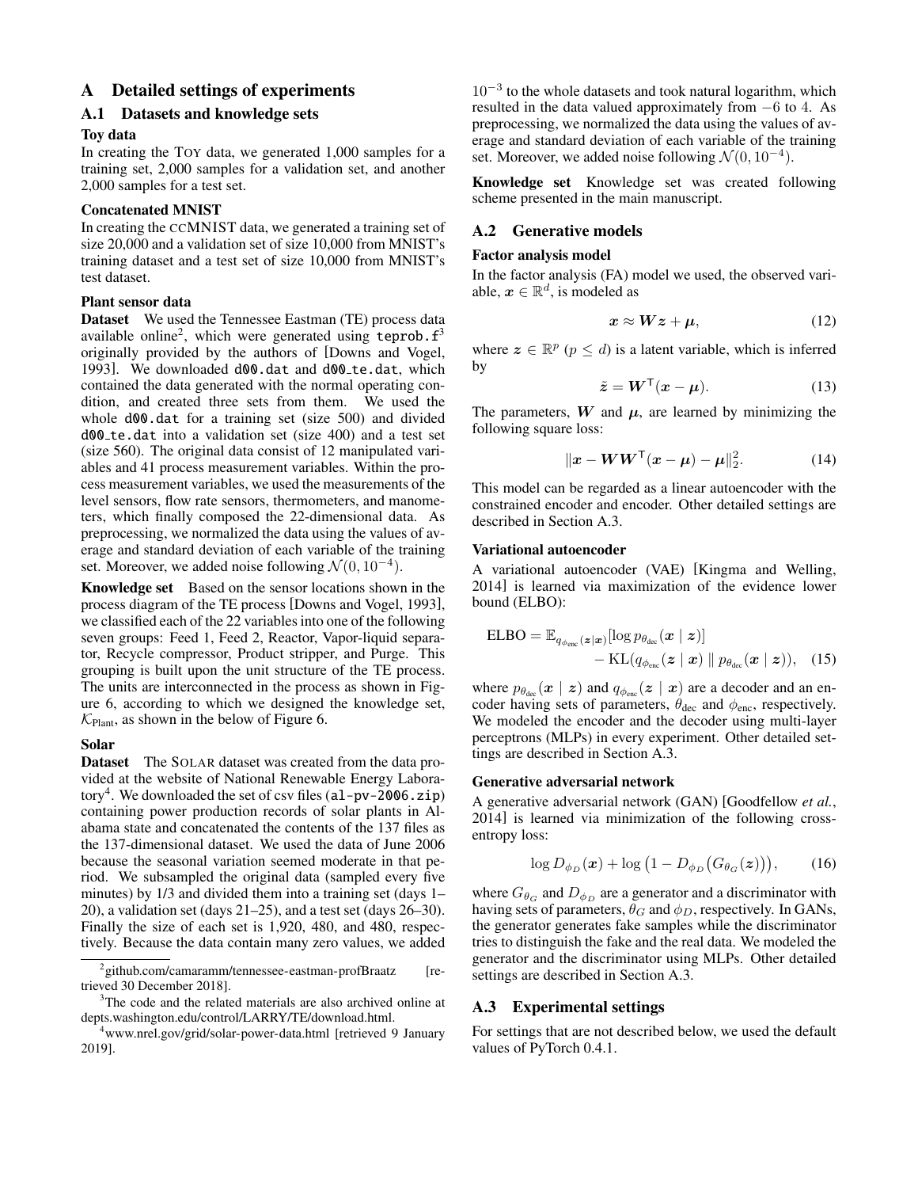# A Detailed settings of experiments

## A.1 Datasets and knowledge sets

### Toy data

In creating the TOY data, we generated 1,000 samples for a training set, 2,000 samples for a validation set, and another 2,000 samples for a test set.

### Concatenated MNIST

In creating the CCMNIST data, we generated a training set of size 20,000 and a validation set of size 10,000 from MNIST's training dataset and a test set of size 10,000 from MNIST's test dataset.

### Plant sensor data

**Dataset** We used the Tennessee Eastman (TE) process data available online[2], which were generated using `teprob.f`[3] originally provided by the authors of [Downs and Vogel, 1993]. We downloaded `d00.dat` and `d00_te.dat`, which contained the data generated with the normal operating condition, and created three sets from them. We used the whole `d00.dat` for a training set (size 500) and divided `d00_te.dat` into a validation set (size 400) and a test set (size 560). The original data consist of 12 manipulated variables and 41 process measurement variables. Within the process measurement variables, we used the measurements of the level sensors, flow rate sensors, thermometers, and manometers, which finally composed the 22-dimensional data. As preprocessing, we normalized the data using the values of average and standard deviation of each variable of the training set. Moreover, we added noise following $\mathcal{N}(0, 10^{-4})$.

**Knowledge set** Based on the sensor locations shown in the process diagram of the TE process [Downs and Vogel, 1993], we classified each of the 22 variables into one of the following seven groups: Feed 1, Feed 2, Reactor, Vapor-liquid separator, Recycle compressor, Product stripper, and Purge. This grouping is built upon the unit structure of the TE process. The units are interconnected in the process as shown in Figure 6, according to which we designed the knowledge set, $\mathcal{K}_{\text{Plant}}$, as shown in the below of Figure 6.

### Solar

**Dataset** The SOLAR dataset was created from the data provided at the website of National Renewable Energy Laboratory[4]. We downloaded the set of csv files (`al-pv-2006.zip`) containing power production records of solar plants in Alabama state and concatenated the contents of the 137 files as the 137-dimensional dataset. We used the data of June 2006 because the seasonal variation seemed moderate in that period. We subsampled the original data (sampled every five minutes) by 1/3 and divided them into a training set (days 1–20), a validation set (days 21–25), and a test set (days 26–30). Finally the size of each set is 1,920, 480, and 480, respectively. Because the data contain many zero values, we added $10^{-3}$ to the whole datasets and took natural logarithm, which resulted in the data valued approximately from $-6$ to $4$. As preprocessing, we normalized the data using the values of average and standard deviation of each variable of the training set. Moreover, we added noise following $\mathcal{N}(0, 10^{-4})$.

**Knowledge set** Knowledge set was created following scheme presented in the main manuscript.

## A.2 Generative models

### Factor analysis model

In the factor analysis (FA) model we used, the observed variable, $\boldsymbol{x} \in \mathbb{R}^d$, is modeled as

$$\boldsymbol{x} \approx \boldsymbol{W}\boldsymbol{z} + \boldsymbol{\mu}, \tag{12}$$

where $\boldsymbol{z} \in \mathbb{R}^p$ ($p \leq d$) is a latent variable, which is inferred by

$$\tilde{\boldsymbol{z}} = \boldsymbol{W}^{\mathsf{T}}(\boldsymbol{x} - \boldsymbol{\mu}). \tag{13}$$

The parameters, $\boldsymbol{W}$ and $\boldsymbol{\mu}$, are learned by minimizing the following square loss:

$$\|\boldsymbol{x} - \boldsymbol{W}\boldsymbol{W}^{\mathsf{T}}(\boldsymbol{x} - \boldsymbol{\mu}) - \boldsymbol{\mu}\|_2^2. \tag{14}$$

This model can be regarded as a linear autoencoder with the constrained encoder and encoder. Other detailed settings are described in Section A.3.

### Variational autoencoder

A variational autoencoder (VAE) [Kingma and Welling, 2014] is learned via maximization of the evidence lower bound (ELBO):

$$\begin{aligned}\text{ELBO} = \mathbb{E}_{q_{\phi_{\text{enc}}}(\boldsymbol{z}|\boldsymbol{x})}[\log p_{\theta_{\text{dec}}}(\boldsymbol{x} \mid \boldsymbol{z})] \\ - \text{KL}(q_{\phi_{\text{enc}}}(\boldsymbol{z} \mid \boldsymbol{x}) \parallel p_{\theta_{\text{dec}}}(\boldsymbol{x} \mid \boldsymbol{z})),\end{aligned} \tag{15}$$

where $p_{\theta_{\text{dec}}}(\boldsymbol{x} \mid \boldsymbol{z})$ and $q_{\phi_{\text{enc}}}(\boldsymbol{z} \mid \boldsymbol{x})$ are a decoder and an encoder having sets of parameters, $\theta_{\text{dec}}$ and $\phi_{\text{enc}}$, respectively. We modeled the encoder and the decoder using multi-layer perceptrons (MLPs) in every experiment. Other detailed settings are described in Section A.3.

### Generative adversarial network

A generative adversarial network (GAN) [Goodfellow *et al.*, 2014] is learned via minimization of the following cross-entropy loss:

$$\log D_{\phi_D}(\boldsymbol{x}) + \log\left(1 - D_{\phi_D}\left(G_{\theta_G}(\boldsymbol{z})\right)\right), \tag{16}$$

where $G_{\theta_G}$ and $D_{\phi_D}$ are a generator and a discriminator with having sets of parameters, $\theta_G$ and $\phi_D$, respectively. In GANs, the generator generates fake samples while the discriminator tries to distinguish the fake and the real data. We modeled the generator and the discriminator using MLPs. Other detailed settings are described in Section A.3.

## A.3 Experimental settings

For settings that are not described below, we used the default values of PyTorch 0.4.1.

---

[2] github.com/camaramm/tennessee-eastman-profBraatz [retrieved 30 December 2018].

[3] The code and the related materials are also archived online at depts.washington.edu/control/LARRY/TE/download.html.

[4] www.nrel.gov/grid/solar-power-data.html [retrieved 9 January 2019].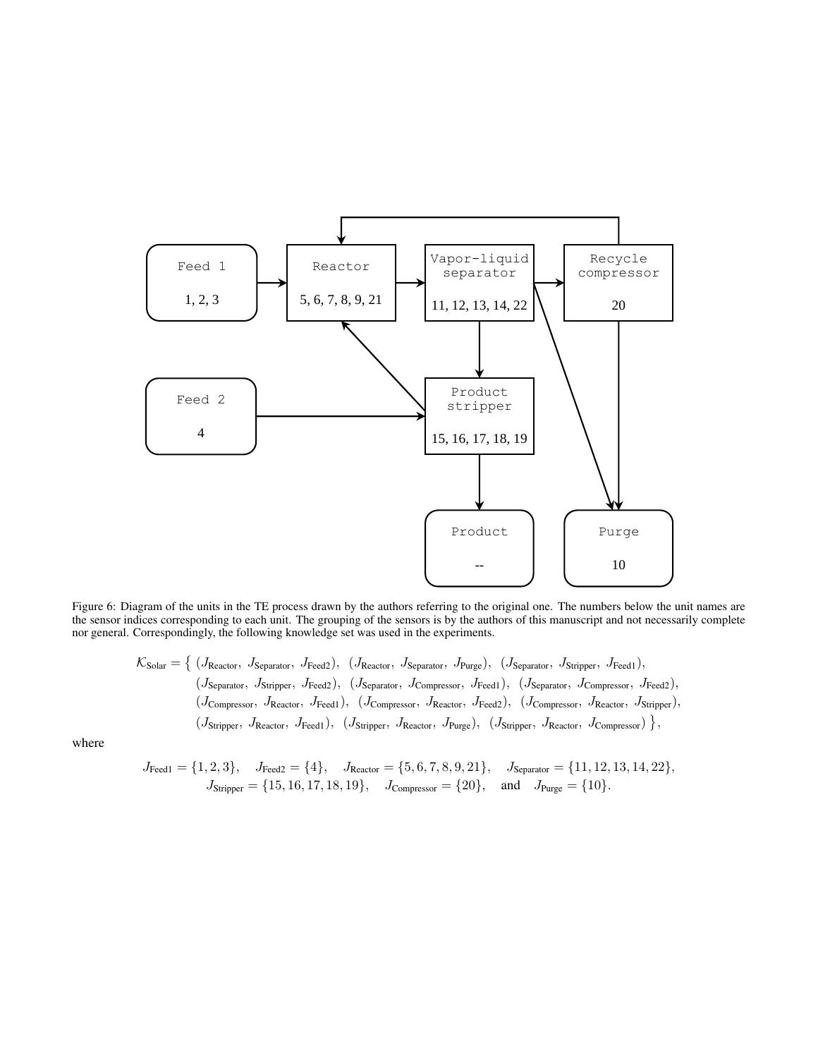Figure 6: Diagram of the units in the TE process drawn by the authors referring to the original one. The numbers below the unit names are the sensor indices corresponding to each unit. The grouping of the sensors is by the authors of this manuscript and not necessarily complete nor general. Correspondingly, the following knowledge set was used in the experiments.

$$
\begin{aligned}
\mathcal{K}_{\text{Solar}} = \{ \; & (J_{\text{Reactor}},\ J_{\text{Separator}},\ J_{\text{Feed2}}),\ \ (J_{\text{Reactor}},\ J_{\text{Separator}},\ J_{\text{Purge}}),\ \ (J_{\text{Separator}},\ J_{\text{Stripper}},\ J_{\text{Feed1}}), \\
& (J_{\text{Separator}},\ J_{\text{Stripper}},\ J_{\text{Feed2}}),\ \ (J_{\text{Separator}},\ J_{\text{Compressor}},\ J_{\text{Feed1}}),\ \ (J_{\text{Separator}},\ J_{\text{Compressor}},\ J_{\text{Feed2}}), \\
& (J_{\text{Compressor}},\ J_{\text{Reactor}},\ J_{\text{Feed1}}),\ \ (J_{\text{Compressor}},\ J_{\text{Reactor}},\ J_{\text{Feed2}}),\ \ (J_{\text{Compressor}},\ J_{\text{Reactor}},\ J_{\text{Stripper}}), \\
& (J_{\text{Stripper}},\ J_{\text{Reactor}},\ J_{\text{Feed1}}),\ \ (J_{\text{Stripper}},\ J_{\text{Reactor}},\ J_{\text{Purge}}),\ \ (J_{\text{Stripper}},\ J_{\text{Reactor}},\ J_{\text{Compressor}}) \; \},
\end{aligned}
$$

where

$$
\begin{gathered}
J_{\text{Feed1}} = \{1, 2, 3\}, \quad J_{\text{Feed2}} = \{4\}, \quad J_{\text{Reactor}} = \{5, 6, 7, 8, 9, 21\}, \quad J_{\text{Separator}} = \{11, 12, 13, 14, 22\}, \\
J_{\text{Stripper}} = \{15, 16, 17, 18, 19\}, \quad J_{\text{Compressor}} = \{20\}, \quad \text{and} \quad J_{\text{Purge}} = \{10\}.
\end{gathered}
$$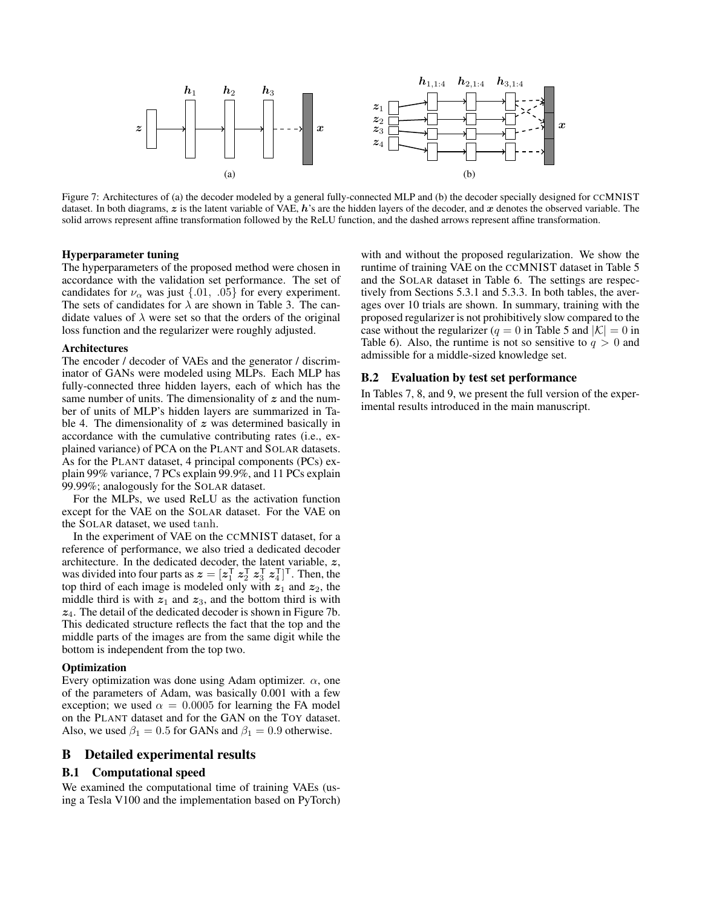Figure 7: Architectures of (a) the decoder modeled by a general fully-connected MLP and (b) the decoder specially designed for CCMNIST dataset. In both diagrams, $\boldsymbol{z}$ is the latent variable of VAE, $\boldsymbol{h}$'s are the hidden layers of the decoder, and $\boldsymbol{x}$ denotes the observed variable. The solid arrows represent affine transformation followed by the ReLU function, and the dashed arrows represent affine transformation.

**Hyperparameter tuning**

The hyperparameters of the proposed method were chosen in accordance with the validation set performance. The set of candidates for $\nu_\alpha$ was just $\{.01, .05\}$ for every experiment. The sets of candidates for $\lambda$ are shown in Table 3. The candidate values of $\lambda$ were set so that the orders of the original loss function and the regularizer were roughly adjusted.

**Architectures**

The encoder / decoder of VAEs and the generator / discriminator of GANs were modeled using MLPs. Each MLP has fully-connected three hidden layers, each of which has the same number of units. The dimensionality of $\boldsymbol{z}$ and the number of units of MLP's hidden layers are summarized in Table 4. The dimensionality of $\boldsymbol{z}$ was determined basically in accordance with the cumulative contributing rates (i.e., explained variance) of PCA on the PLANT and SOLAR datasets. As for the PLANT dataset, 4 principal components (PCs) explain 99% variance, 7 PCs explain 99.9%, and 11 PCs explain 99.99%; analogously for the SOLAR dataset.

For the MLPs, we used ReLU as the activation function except for the VAE on the SOLAR dataset. For the VAE on the SOLAR dataset, we used tanh.

In the experiment of VAE on the CCMNIST dataset, for a reference of performance, we also tried a dedicated decoder architecture. In the dedicated decoder, the latent variable, $\boldsymbol{z}$, was divided into four parts as $\boldsymbol{z} = [\boldsymbol{z}_1^\mathsf{T}\ \boldsymbol{z}_2^\mathsf{T}\ \boldsymbol{z}_3^\mathsf{T}\ \boldsymbol{z}_4^\mathsf{T}]^\mathsf{T}$. Then, the top third of each image is modeled only with $\boldsymbol{z}_1$ and $\boldsymbol{z}_2$, the middle third is with $\boldsymbol{z}_1$ and $\boldsymbol{z}_3$, and the bottom third is with $\boldsymbol{z}_4$. The detail of the dedicated decoder is shown in Figure 7b. This dedicated structure reflects the fact that the top and the middle parts of the images are from the same digit while the bottom is independent from the top two.

**Optimization**

Every optimization was done using Adam optimizer. $\alpha$, one of the parameters of Adam, was basically 0.001 with a few exception; we used $\alpha = 0.0005$ for learning the FA model on the PLANT dataset and for the GAN on the TOY dataset. Also, we used $\beta_1 = 0.5$ for GANs and $\beta_1 = 0.9$ otherwise.

## B Detailed experimental results

### B.1 Computational speed

We examined the computational time of training VAEs (using a Tesla V100 and the implementation based on PyTorch) with and without the proposed regularization. We show the runtime of training VAE on the CCMNIST dataset in Table 5 and the SOLAR dataset in Table 6. The settings are respectively from Sections 5.3.1 and 5.3.3. In both tables, the averages over 10 trials are shown. In summary, training with the proposed regularizer is not prohibitively slow compared to the case without the regularizer ($q = 0$ in Table 5 and $|\mathcal{K}| = 0$ in Table 6). Also, the runtime is not so sensitive to $q > 0$ and admissible for a middle-sized knowledge set.

### B.2 Evaluation by test set performance

In Tables 7, 8, and 9, we present the full version of the experimental results introduced in the main manuscript.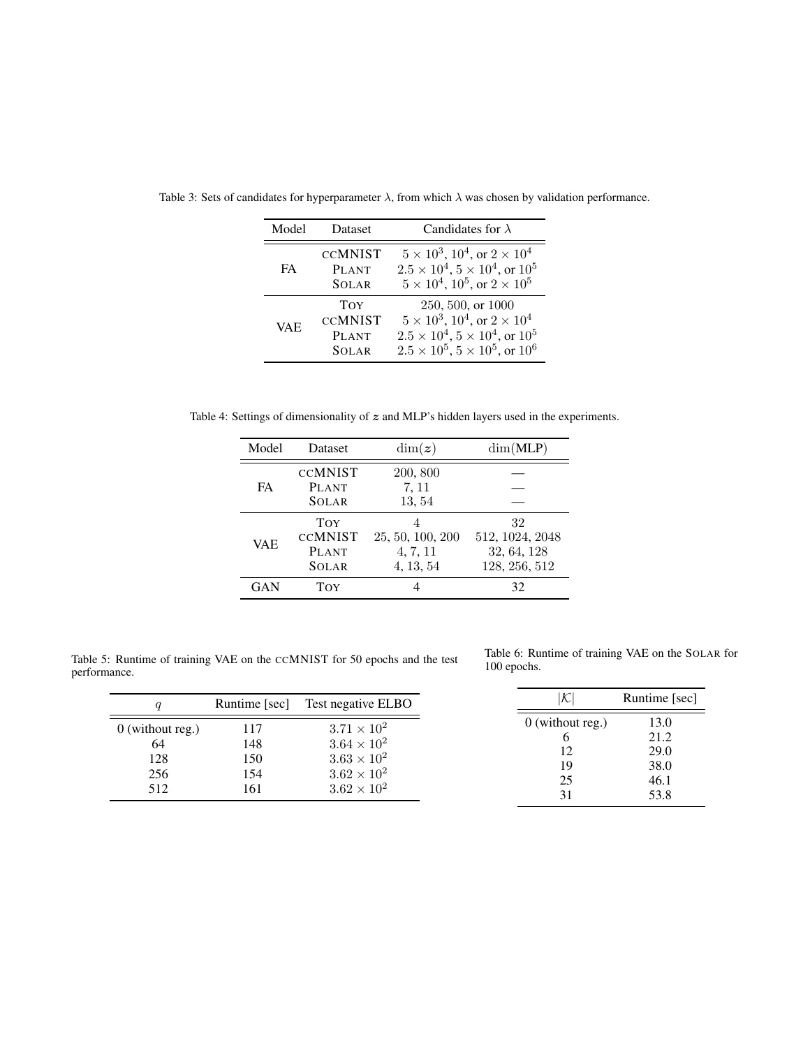Table 3: Sets of candidates for hyperparameter $\lambda$, from which $\lambda$ was chosen by validation performance.

| Model | Dataset | Candidates for $\lambda$ |
|---|---|---|
| FA | CCMNIST | $5 \times 10^3$, $10^4$, or $2 \times 10^4$ |
| | PLANT | $2.5 \times 10^4$, $5 \times 10^4$, or $10^5$ |
| | SOLAR | $5 \times 10^4$, $10^5$, or $2 \times 10^5$ |
| VAE | TOY | 250, 500, or 1000 |
| | CCMNIST | $5 \times 10^3$, $10^4$, or $2 \times 10^4$ |
| | PLANT | $2.5 \times 10^4$, $5 \times 10^4$, or $10^5$ |
| | SOLAR | $2.5 \times 10^5$, $5 \times 10^5$, or $10^6$ |

Table 4: Settings of dimensionality of $\boldsymbol{z}$ and MLP's hidden layers used in the experiments.

| Model | Dataset | $\dim(\boldsymbol{z})$ | $\dim(\textbf{MLP})$ |
|---|---|---|---|
| FA | CCMNIST | 200, 800 | — |
| | PLANT | 7, 11 | — |
| | SOLAR | 13, 54 | — |
| VAE | TOY | 4 | 32 |
| | CCMNIST | 25, 50, 100, 200 | 512, 1024, 2048 |
| | PLANT | 4, 7, 11 | 32, 64, 128 |
| | SOLAR | 4, 13, 54 | 128, 256, 512 |
| GAN | TOY | 4 | 32 |

Table 5: Runtime of training VAE on the CCMNIST for 50 epochs and the test performance.

| $q$ | Runtime [sec] | Test negative ELBO |
|---|---|---|
| 0 (without reg.) | 117 | $3.71 \times 10^2$ |
| 64 | 148 | $3.64 \times 10^2$ |
| 128 | 150 | $3.63 \times 10^2$ |
| 256 | 154 | $3.62 \times 10^2$ |
| 512 | 161 | $3.62 \times 10^2$ |

Table 6: Runtime of training VAE on the SOLAR for 100 epochs.

| $\lvert\mathcal{K}\rvert$ | Runtime [sec] |
|---|---|
| 0 (without reg.) | 13.0 |
| 6 | 21.2 |
| 12 | 29.0 |
| 19 | 38.0 |
| 25 | 46.1 |
| 31 | 53.8 |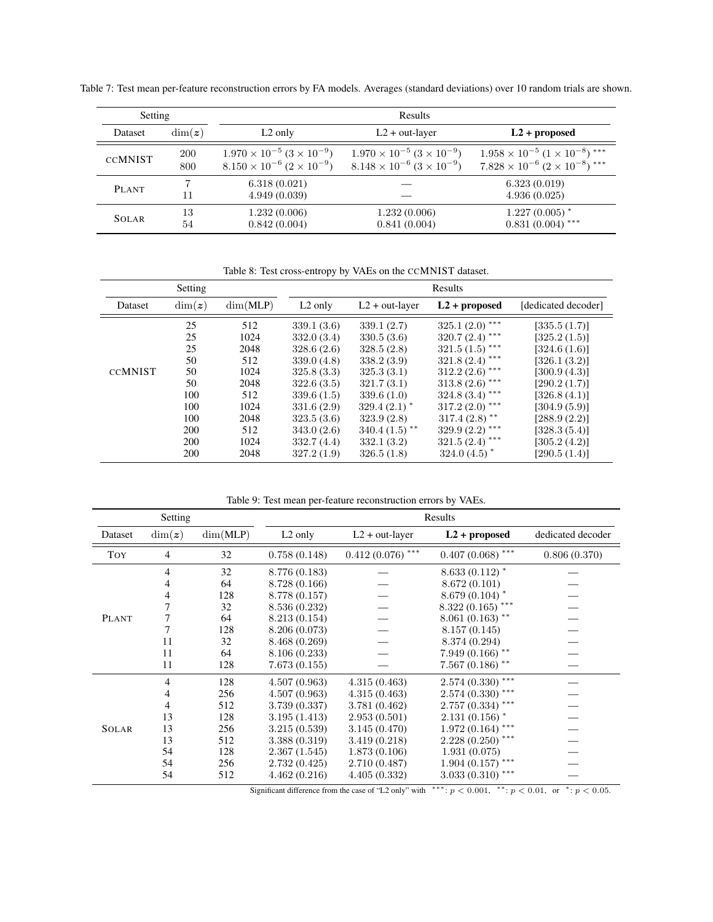Table 7: Test mean per-feature reconstruction errors by FA models. Averages (standard deviations) over 10 random trials are shown.

| Setting | | Results | | |
|---|---|---|---|---|
| Dataset | $\dim(\boldsymbol{z})$ | L2 only | L2 + out-layer | **L2 + proposed** |
| CCMNIST | 200 | $1.970 \times 10^{-5}$ ($3 \times 10^{-9}$) | $1.970 \times 10^{-5}$ ($3 \times 10^{-9}$) | $1.958 \times 10^{-5}$ ($1 \times 10^{-8}$) $^{***}$ |
| | 800 | $8.150 \times 10^{-6}$ ($2 \times 10^{-9}$) | $8.148 \times 10^{-6}$ ($3 \times 10^{-9}$) | $7.828 \times 10^{-6}$ ($2 \times 10^{-8}$) $^{***}$ |
| PLANT | 7 | 6.318 (0.021) | — | 6.323 (0.019) |
| | 11 | 4.949 (0.039) | — | 4.936 (0.025) |
| SOLAR | 13 | 1.232 (0.006) | 1.232 (0.006) | 1.227 (0.005) $^{*}$ |
| | 54 | 0.842 (0.004) | 0.841 (0.004) | 0.831 (0.004) $^{***}$ |

Table 8: Test cross-entropy by VAEs on the CCMNIST dataset.

| Setting | | | Results | | | |
|---|---|---|---|---|---|---|
| Dataset | $\dim(\boldsymbol{z})$ | $\dim(\text{MLP})$ | L2 only | L2 + out-layer | **L2 + proposed** | [dedicated decoder] |
| CCMNIST | 25 | 512 | 339.1 (3.6) | 339.1 (2.7) | 325.1 (2.0) $^{***}$ | [335.5 (1.7)] |
| | 25 | 1024 | 332.0 (3.4) | 330.5 (3.6) | 320.7 (2.4) $^{***}$ | [325.2 (1.5)] |
| | 25 | 2048 | 328.6 (2.6) | 328.5 (2.8) | 321.5 (1.5) $^{***}$ | [324.6 (1.6)] |
| | 50 | 512 | 339.0 (4.8) | 338.2 (3.9) | 321.8 (2.4) $^{***}$ | [326.1 (3.2)] |
| | 50 | 1024 | 325.8 (3.3) | 325.3 (3.1) | 312.2 (2.6) $^{***}$ | [300.9 (4.3)] |
| | 50 | 2048 | 322.6 (3.5) | 321.7 (3.1) | 313.8 (2.6) $^{***}$ | [290.2 (1.7)] |
| | 100 | 512 | 339.6 (1.5) | 339.6 (1.0) | 324.8 (3.4) $^{***}$ | [326.8 (4.1)] |
| | 100 | 1024 | 331.6 (2.9) | 329.4 (2.1) $^{*}$ | 317.2 (2.0) $^{***}$ | [304.9 (5.9)] |
| | 100 | 2048 | 323.5 (3.6) | 323.9 (2.8) | 317.4 (2.8) $^{**}$ | [288.9 (2.2)] |
| | 200 | 512 | 343.0 (2.6) | 340.4 (1.5) $^{**}$ | 329.9 (2.2) $^{***}$ | [328.3 (5.4)] |
| | 200 | 1024 | 332.7 (4.4) | 332.1 (3.2) | 321.5 (2.4) $^{***}$ | [305.2 (4.2)] |
| | 200 | 2048 | 327.2 (1.9) | 326.5 (1.8) | 324.0 (4.5) $^{*}$ | [290.5 (1.4)] |

Table 9: Test mean per-feature reconstruction errors by VAEs.

| Setting | | | Results | | | |
|---|---|---|---|---|---|---|
| Dataset | $\dim(\boldsymbol{z})$ | $\dim(\text{MLP})$ | L2 only | L2 + out-layer | **L2 + proposed** | dedicated decoder |
| TOY | 4 | 32 | 0.758 (0.148) | 0.412 (0.076) $^{***}$ | 0.407 (0.068) $^{***}$ | 0.806 (0.370) |
| PLANT | 4 | 32 | 8.776 (0.183) | — | 8.633 (0.112) $^{*}$ | — |
| | 4 | 64 | 8.728 (0.166) | — | 8.672 (0.101) | — |
| | 4 | 128 | 8.778 (0.157) | — | 8.679 (0.104) $^{*}$ | — |
| | 7 | 32 | 8.536 (0.232) | — | 8.322 (0.165) $^{***}$ | — |
| | 7 | 64 | 8.213 (0.154) | — | 8.061 (0.163) $^{**}$ | — |
| | 7 | 128 | 8.206 (0.073) | — | 8.157 (0.145) | — |
| | 11 | 32 | 8.468 (0.269) | — | 8.374 (0.294) | — |
| | 11 | 64 | 8.106 (0.233) | — | 7.949 (0.166) $^{**}$ | — |
| | 11 | 128 | 7.673 (0.155) | — | 7.567 (0.186) $^{**}$ | — |
| SOLAR | 4 | 128 | 4.507 (0.963) | 4.315 (0.463) | 2.574 (0.330) $^{***}$ | — |
| | 4 | 256 | 4.507 (0.963) | 4.315 (0.463) | 2.574 (0.330) $^{***}$ | — |
| | 4 | 512 | 3.739 (0.337) | 3.781 (0.462) | 2.757 (0.334) $^{***}$ | — |
| | 13 | 128 | 3.195 (1.413) | 2.953 (0.501) | 2.131 (0.156) $^{*}$ | — |
| | 13 | 256 | 3.215 (0.539) | 3.145 (0.470) | 1.972 (0.164) $^{***}$ | — |
| | 13 | 512 | 3.388 (0.319) | 3.419 (0.218) | 2.228 (0.250) $^{***}$ | — |
| | 54 | 128 | 2.367 (1.545) | 1.873 (0.106) | 1.931 (0.075) | — |
| | 54 | 256 | 2.732 (0.425) | 2.710 (0.487) | 1.904 (0.157) $^{***}$ | — |
| | 54 | 512 | 4.462 (0.216) | 4.405 (0.332) | 3.033 (0.310) $^{***}$ | — |

Significant difference from the case of "L2 only" with $^{***}$: $p < 0.001$, $^{**}$: $p < 0.01$, or $^{*}$: $p < 0.05$.